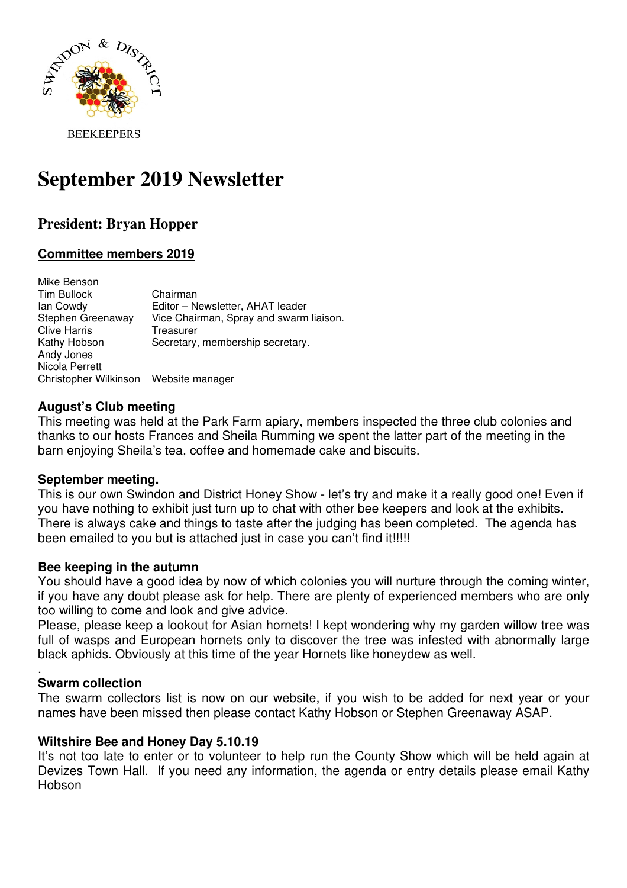SWINDON & DISTRICT

BEEKEEPERS

# September 2019 Newsletter

## President: Bryan Hopper

### Committee members 2019

| | |
|---|---|
| Mike Benson | |
| Tim Bullock | Chairman |
| Ian Cowdy | Editor – Newsletter, AHAT leader |
| Stephen Greenaway | Vice Chairman, Spray and swarm liaison. |
| Clive Harris | Treasurer |
| Kathy Hobson | Secretary, membership secretary. |
| Andy Jones | |
| Nicola Perrett | |
| Christopher Wilkinson | Website manager |

**August's Club meeting**

This meeting was held at the Park Farm apiary, members inspected the three club colonies and thanks to our hosts Frances and Sheila Rumming we spent the latter part of the meeting in the barn enjoying Sheila's tea, coffee and homemade cake and biscuits.

**September meeting.**

This is our own Swindon and District Honey Show - let's try and make it a really good one! Even if you have nothing to exhibit just turn up to chat with other bee keepers and look at the exhibits. There is always cake and things to taste after the judging has been completed. The agenda has been emailed to you but is attached just in case you can't find it!!!!!

**Bee keeping in the autumn**

You should have a good idea by now of which colonies you will nurture through the coming winter, if you have any doubt please ask for help. There are plenty of experienced members who are only too willing to come and look and give advice.

Please, please keep a lookout for Asian hornets! I kept wondering why my garden willow tree was full of wasps and European hornets only to discover the tree was infested with abnormally large black aphids. Obviously at this time of the year Hornets like honeydew as well.

.

**Swarm collection**

The swarm collectors list is now on our website, if you wish to be added for next year or your names have been missed then please contact Kathy Hobson or Stephen Greenaway ASAP.

**Wiltshire Bee and Honey Day 5.10.19**

It's not too late to enter or to volunteer to help run the County Show which will be held again at Devizes Town Hall. If you need any information, the agenda or entry details please email Kathy Hobson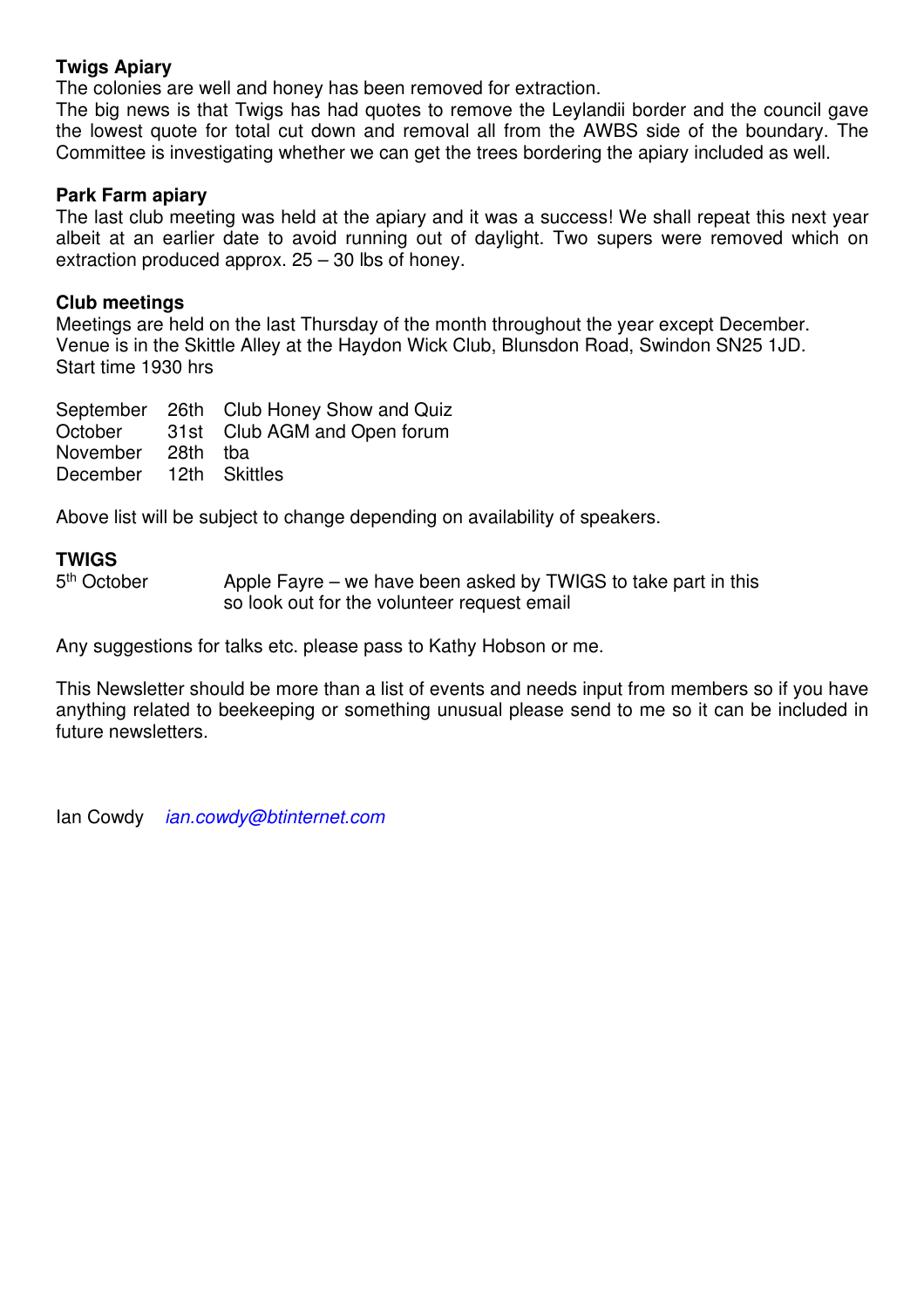**Twigs Apiary**

The colonies are well and honey has been removed for extraction.

The big news is that Twigs has had quotes to remove the Leylandii border and the council gave the lowest quote for total cut down and removal all from the AWBS side of the boundary. The Committee is investigating whether we can get the trees bordering the apiary included as well.

**Park Farm apiary**

The last club meeting was held at the apiary and it was a success! We shall repeat this next year albeit at an earlier date to avoid running out of daylight. Two supers were removed which on extraction produced approx. 25 – 30 lbs of honey.

**Club meetings**

Meetings are held on the last Thursday of the month throughout the year except December.
Venue is in the Skittle Alley at the Haydon Wick Club, Blunsdon Road, Swindon SN25 1JD.
Start time 1930 hrs

| | | |
|---|---|---|
| September | 26th | Club Honey Show and Quiz |
| October | 31st | Club AGM and Open forum |
| November | 28th | tba |
| December | 12th | Skittles |

Above list will be subject to change depending on availability of speakers.

**TWIGS**

5th October — Apple Fayre – we have been asked by TWIGS to take part in this so look out for the volunteer request email

Any suggestions for talks etc. please pass to Kathy Hobson or me.

This Newsletter should be more than a list of events and needs input from members so if you have anything related to beekeeping or something unusual please send to me so it can be included in future newsletters.

Ian Cowdy *ian.cowdy@btinternet.com*